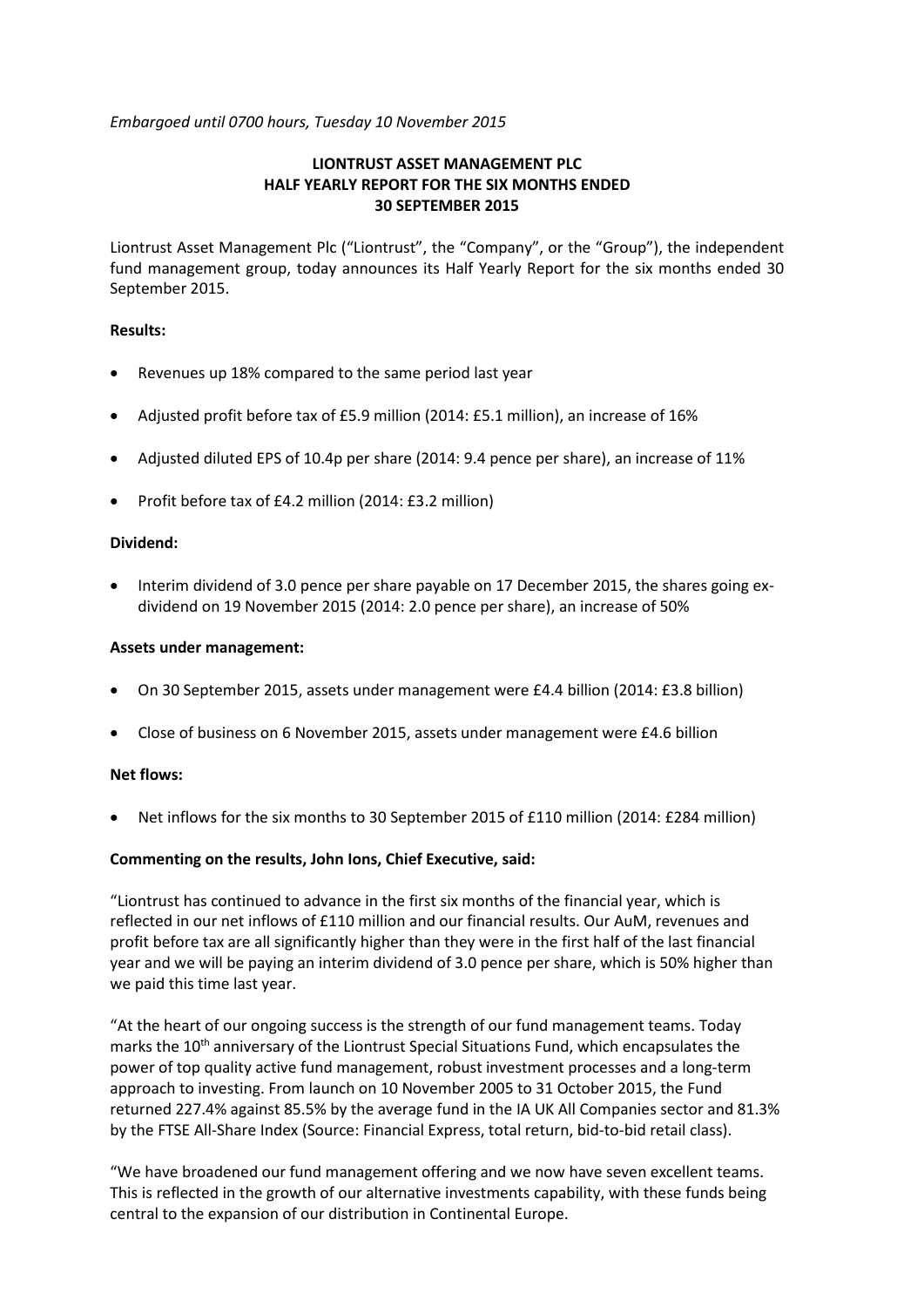*Embargoed until 0700 hours, Tuesday 10 November 2015*

# LIONTRUST ASSET MANAGEMENT PLC
# HALF YEARLY REPORT FOR THE SIX MONTHS ENDED 30 SEPTEMBER 2015

Liontrust Asset Management Plc ("Liontrust", the "Company", or the "Group"), the independent fund management group, today announces its Half Yearly Report for the six months ended 30 September 2015.

**Results:**

- Revenues up 18% compared to the same period last year
- Adjusted profit before tax of £5.9 million (2014: £5.1 million), an increase of 16%
- Adjusted diluted EPS of 10.4p per share (2014: 9.4 pence per share), an increase of 11%
- Profit before tax of £4.2 million (2014: £3.2 million)

**Dividend:**

- Interim dividend of 3.0 pence per share payable on 17 December 2015, the shares going ex-dividend on 19 November 2015 (2014: 2.0 pence per share), an increase of 50%

**Assets under management:**

- On 30 September 2015, assets under management were £4.4 billion (2014: £3.8 billion)
- Close of business on 6 November 2015, assets under management were £4.6 billion

**Net flows:**

- Net inflows for the six months to 30 September 2015 of £110 million (2014: £284 million)

**Commenting on the results, John Ions, Chief Executive, said:**

"Liontrust has continued to advance in the first six months of the financial year, which is reflected in our net inflows of £110 million and our financial results. Our AuM, revenues and profit before tax are all significantly higher than they were in the first half of the last financial year and we will be paying an interim dividend of 3.0 pence per share, which is 50% higher than we paid this time last year.

"At the heart of our ongoing success is the strength of our fund management teams. Today marks the 10th anniversary of the Liontrust Special Situations Fund, which encapsulates the power of top quality active fund management, robust investment processes and a long-term approach to investing. From launch on 10 November 2005 to 31 October 2015, the Fund returned 227.4% against 85.5% by the average fund in the IA UK All Companies sector and 81.3% by the FTSE All-Share Index (Source: Financial Express, total return, bid-to-bid retail class).

"We have broadened our fund management offering and we now have seven excellent teams. This is reflected in the growth of our alternative investments capability, with these funds being central to the expansion of our distribution in Continental Europe.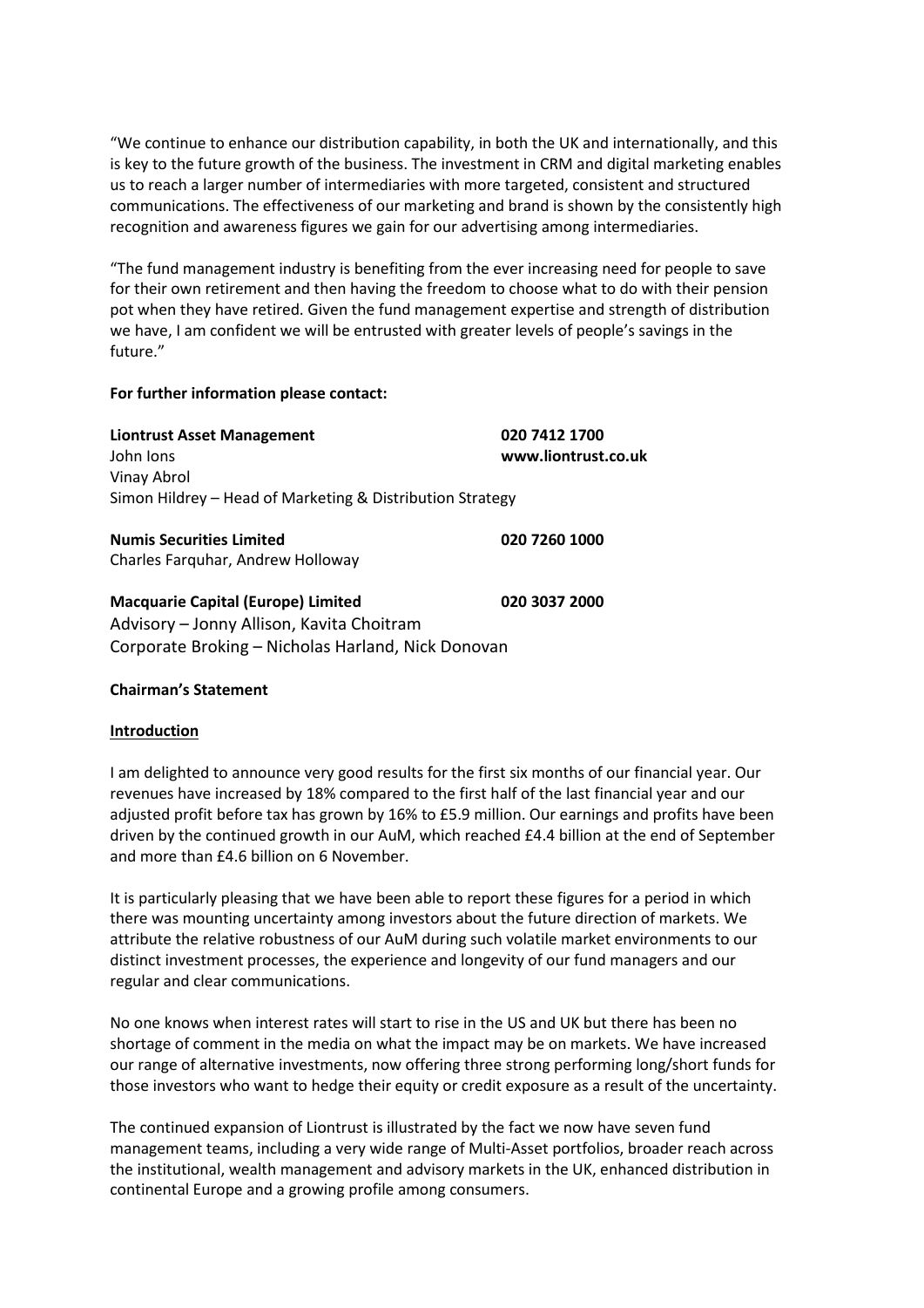"We continue to enhance our distribution capability, in both the UK and internationally, and this is key to the future growth of the business. The investment in CRM and digital marketing enables us to reach a larger number of intermediaries with more targeted, consistent and structured communications. The effectiveness of our marketing and brand is shown by the consistently high recognition and awareness figures we gain for our advertising among intermediaries.

"The fund management industry is benefiting from the ever increasing need for people to save for their own retirement and then having the freedom to choose what to do with their pension pot when they have retired. Given the fund management expertise and strength of distribution we have, I am confident we will be entrusted with greater levels of people's savings in the future."

**For further information please contact:**

**Liontrust Asset Management** — **020 7412 1700**
John Ions — **www.liontrust.co.uk**
Vinay Abrol
Simon Hildrey – Head of Marketing & Distribution Strategy

**Numis Securities Limited** — **020 7260 1000**
Charles Farquhar, Andrew Holloway

**Macquarie Capital (Europe) Limited** — **020 3037 2000**
Advisory – Jonny Allison, Kavita Choitram
Corporate Broking – Nicholas Harland, Nick Donovan

**Chairman's Statement**

**Introduction**

I am delighted to announce very good results for the first six months of our financial year. Our revenues have increased by 18% compared to the first half of the last financial year and our adjusted profit before tax has grown by 16% to £5.9 million. Our earnings and profits have been driven by the continued growth in our AuM, which reached £4.4 billion at the end of September and more than £4.6 billion on 6 November.

It is particularly pleasing that we have been able to report these figures for a period in which there was mounting uncertainty among investors about the future direction of markets. We attribute the relative robustness of our AuM during such volatile market environments to our distinct investment processes, the experience and longevity of our fund managers and our regular and clear communications.

No one knows when interest rates will start to rise in the US and UK but there has been no shortage of comment in the media on what the impact may be on markets. We have increased our range of alternative investments, now offering three strong performing long/short funds for those investors who want to hedge their equity or credit exposure as a result of the uncertainty.

The continued expansion of Liontrust is illustrated by the fact we now have seven fund management teams, including a very wide range of Multi-Asset portfolios, broader reach across the institutional, wealth management and advisory markets in the UK, enhanced distribution in continental Europe and a growing profile among consumers.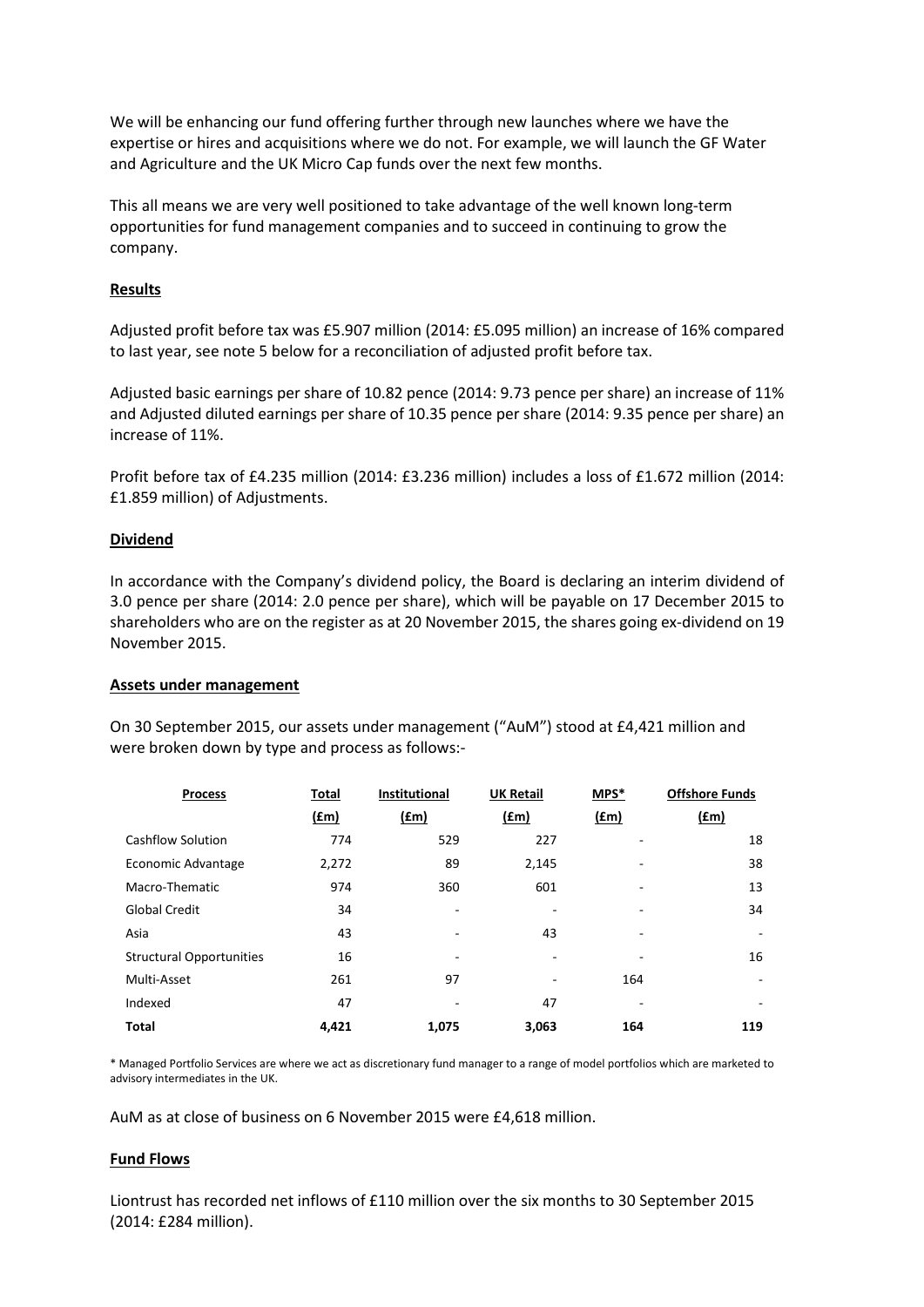We will be enhancing our fund offering further through new launches where we have the expertise or hires and acquisitions where we do not. For example, we will launch the GF Water and Agriculture and the UK Micro Cap funds over the next few months.

This all means we are very well positioned to take advantage of the well known long-term opportunities for fund management companies and to succeed in continuing to grow the company.

**Results**

Adjusted profit before tax was £5.907 million (2014: £5.095 million) an increase of 16% compared to last year, see note 5 below for a reconciliation of adjusted profit before tax.

Adjusted basic earnings per share of 10.82 pence (2014: 9.73 pence per share) an increase of 11% and Adjusted diluted earnings per share of 10.35 pence per share (2014: 9.35 pence per share) an increase of 11%.

Profit before tax of £4.235 million (2014: £3.236 million) includes a loss of £1.672 million (2014: £1.859 million) of Adjustments.

**Dividend**

In accordance with the Company's dividend policy, the Board is declaring an interim dividend of 3.0 pence per share (2014: 2.0 pence per share), which will be payable on 17 December 2015 to shareholders who are on the register as at 20 November 2015, the shares going ex-dividend on 19 November 2015.

**Assets under management**

On 30 September 2015, our assets under management ("AuM") stood at £4,421 million and were broken down by type and process as follows:-

| Process | Total (£m) | Institutional (£m) | UK Retail (£m) | MPS* (£m) | Offshore Funds (£m) |
|---|---|---|---|---|---|
| Cashflow Solution | 774 | 529 | 227 | - | 18 |
| Economic Advantage | 2,272 | 89 | 2,145 | - | 38 |
| Macro-Thematic | 974 | 360 | 601 | - | 13 |
| Global Credit | 34 | - | - | - | 34 |
| Asia | 43 | - | 43 | - | - |
| Structural Opportunities | 16 | - | - | - | 16 |
| Multi-Asset | 261 | 97 | - | 164 | - |
| Indexed | 47 | - | 47 | - | - |
| **Total** | **4,421** | **1,075** | **3,063** | **164** | **119** |

* Managed Portfolio Services are where we act as discretionary fund manager to a range of model portfolios which are marketed to advisory intermediaries in the UK.

AuM as at close of business on 6 November 2015 were £4,618 million.

**Fund Flows**

Liontrust has recorded net inflows of £110 million over the six months to 30 September 2015 (2014: £284 million).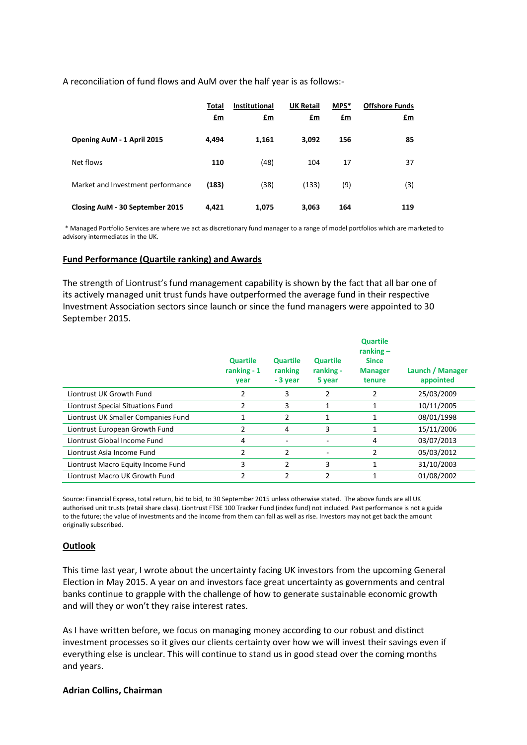A reconciliation of fund flows and AuM over the half year is as follows:-

| | Total £m | Institutional £m | UK Retail £m | MPS* £m | Offshore Funds £m |
|---|---|---|---|---|---|
| **Opening AuM - 1 April 2015** | **4,494** | **1,161** | **3,092** | **156** | **85** |
| Net flows | **110** | (48) | 104 | 17 | 37 |
| Market and Investment performance | **(183)** | (38) | (133) | (9) | (3) |
| **Closing AuM - 30 September 2015** | **4,421** | **1,075** | **3,063** | **164** | **119** |

\* Managed Portfolio Services are where we act as discretionary fund manager to a range of model portfolios which are marketed to advisory intermediaries in the UK.

## Fund Performance (Quartile ranking) and Awards

The strength of Liontrust's fund management capability is shown by the fact that all bar one of its actively managed unit trust funds have outperformed the average fund in their respective Investment Association sectors since launch or since the fund managers were appointed to 30 September 2015.

| | Quartile ranking - 1 year | Quartile ranking - 3 year | Quartile ranking - 5 year | Quartile ranking – Since Manager tenure | Launch / Manager appointed |
|---|---|---|---|---|---|
| Liontrust UK Growth Fund | 2 | 3 | 2 | 2 | 25/03/2009 |
| Liontrust Special Situations Fund | 2 | 3 | 1 | 1 | 10/11/2005 |
| Liontrust UK Smaller Companies Fund | 1 | 2 | 1 | 1 | 08/01/1998 |
| Liontrust European Growth Fund | 2 | 4 | 3 | 1 | 15/11/2006 |
| Liontrust Global Income Fund | 4 | - | - | 4 | 03/07/2013 |
| Liontrust Asia Income Fund | 2 | 2 | - | 2 | 05/03/2012 |
| Liontrust Macro Equity Income Fund | 3 | 2 | 3 | 1 | 31/10/2003 |
| Liontrust Macro UK Growth Fund | 2 | 2 | 2 | 1 | 01/08/2002 |

Source: Financial Express, total return, bid to bid, to 30 September 2015 unless otherwise stated. The above funds are all UK authorised unit trusts (retail share class). Liontrust FTSE 100 Tracker Fund (index fund) not included. Past performance is not a guide to the future; the value of investments and the income from them can fall as well as rise. Investors may not get back the amount originally subscribed.

## Outlook

This time last year, I wrote about the uncertainty facing UK investors from the upcoming General Election in May 2015. A year on and investors face great uncertainty as governments and central banks continue to grapple with the challenge of how to generate sustainable economic growth and will they or won't they raise interest rates.

As I have written before, we focus on managing money according to our robust and distinct investment processes so it gives our clients certainty over how we will invest their savings even if everything else is unclear. This will continue to stand us in good stead over the coming months and years.

**Adrian Collins, Chairman**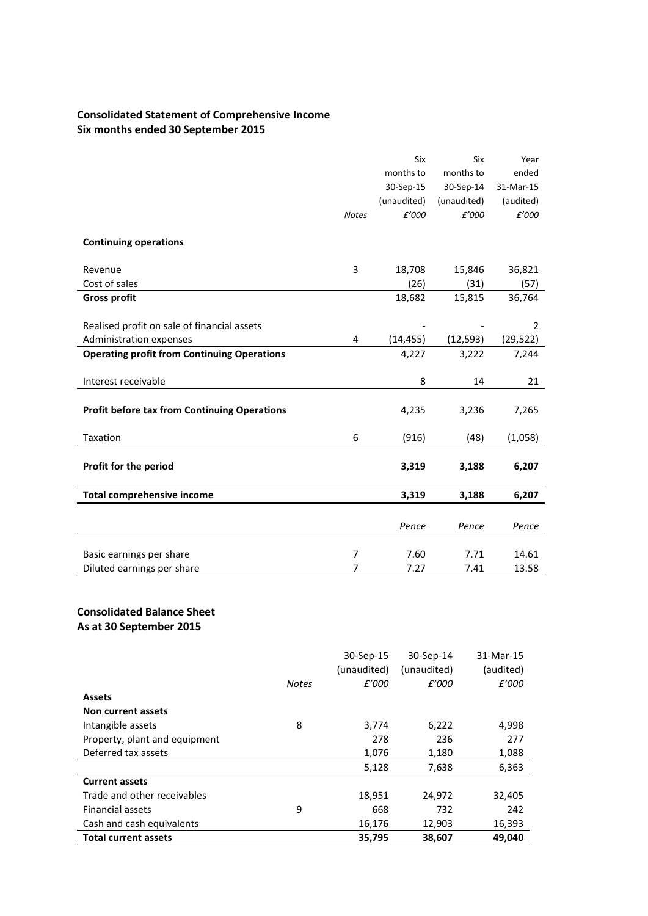## Consolidated Statement of Comprehensive Income
### Six months ended 30 September 2015

| | Notes | Six months to 30-Sep-15 (unaudited) £'000 | Six months to 30-Sep-14 (unaudited) £'000 | Year ended 31-Mar-15 (audited) £'000 |
|---|---|---|---|---|
| **Continuing operations** | | | | |
| Revenue | 3 | 18,708 | 15,846 | 36,821 |
| Cost of sales | | (26) | (31) | (57) |
| **Gross profit** | | 18,682 | 15,815 | 36,764 |
| Realised profit on sale of financial assets | | - | - | 2 |
| Administration expenses | 4 | (14,455) | (12,593) | (29,522) |
| **Operating profit from Continuing Operations** | | 4,227 | 3,222 | 7,244 |
| Interest receivable | | 8 | 14 | 21 |
| **Profit before tax from Continuing Operations** | | 4,235 | 3,236 | 7,265 |
| Taxation | 6 | (916) | (48) | (1,058) |
| **Profit for the period** | | **3,319** | **3,188** | **6,207** |
| **Total comprehensive income** | | **3,319** | **3,188** | **6,207** |
| | | *Pence* | *Pence* | *Pence* |
| Basic earnings per share | 7 | 7.60 | 7.71 | 14.61 |
| Diluted earnings per share | 7 | 7.27 | 7.41 | 13.58 |

## Consolidated Balance Sheet
### As at 30 September 2015

| | Notes | 30-Sep-15 (unaudited) £'000 | 30-Sep-14 (unaudited) £'000 | 31-Mar-15 (audited) £'000 |
|---|---|---|---|---|
| **Assets** | | | | |
| **Non current assets** | | | | |
| Intangible assets | 8 | 3,774 | 6,222 | 4,998 |
| Property, plant and equipment | | 278 | 236 | 277 |
| Deferred tax assets | | 1,076 | 1,180 | 1,088 |
| | | 5,128 | 7,638 | 6,363 |
| **Current assets** | | | | |
| Trade and other receivables | | 18,951 | 24,972 | 32,405 |
| Financial assets | 9 | 668 | 732 | 242 |
| Cash and cash equivalents | | 16,176 | 12,903 | 16,393 |
| **Total current assets** | | **35,795** | **38,607** | **49,040** |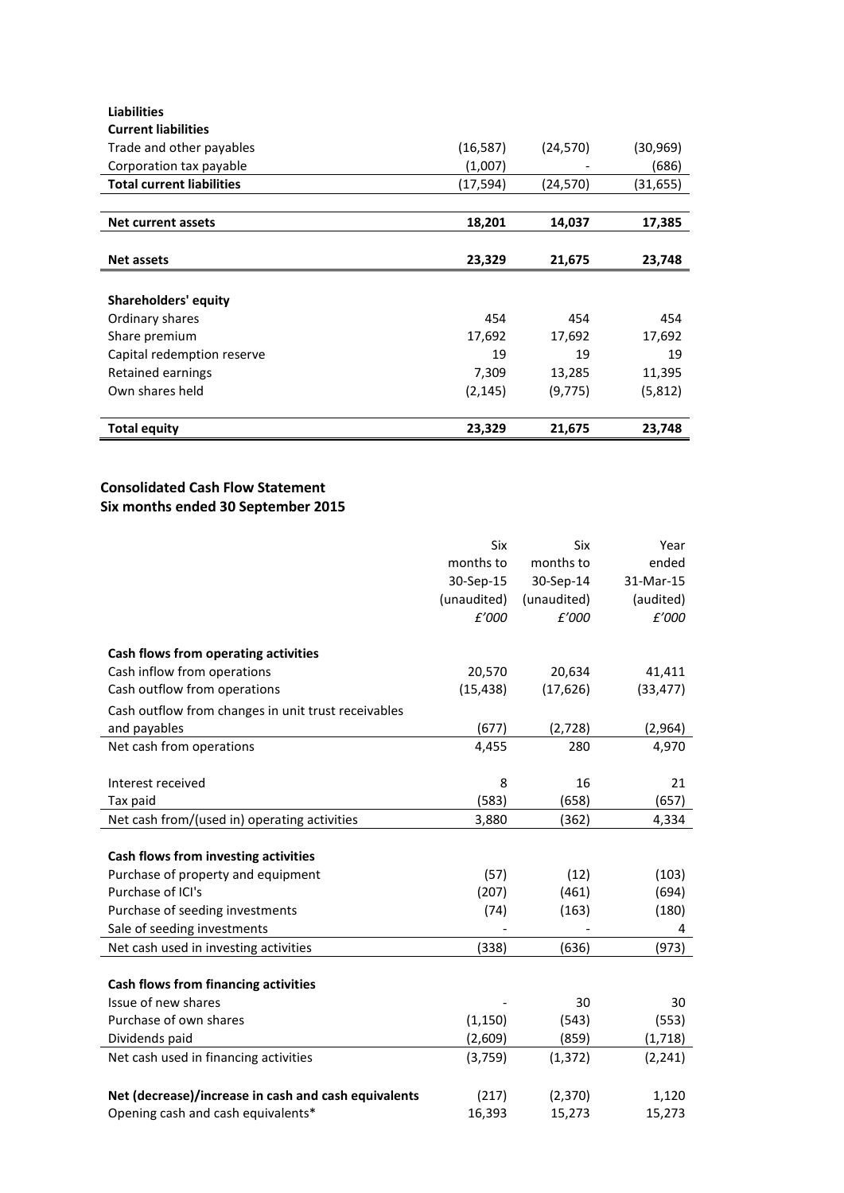| | | | |
|---|---|---|---|
| **Liabilities** | | | |
| **Current liabilities** | | | |
| Trade and other payables | (16,587) | (24,570) | (30,969) |
| Corporation tax payable | (1,007) | - | (686) |
| **Total current liabilities** | (17,594) | (24,570) | (31,655) |
| | | | |
| **Net current assets** | **18,201** | **14,037** | **17,385** |
| | | | |
| **Net assets** | **23,329** | **21,675** | **23,748** |
| | | | |
| **Shareholders' equity** | | | |
| Ordinary shares | 454 | 454 | 454 |
| Share premium | 17,692 | 17,692 | 17,692 |
| Capital redemption reserve | 19 | 19 | 19 |
| Retained earnings | 7,309 | 13,285 | 11,395 |
| Own shares held | (2,145) | (9,775) | (5,812) |
| | | | |
| **Total equity** | **23,329** | **21,675** | **23,748** |

## Consolidated Cash Flow Statement
## Six months ended 30 September 2015

| | Six months to 30-Sep-15 (unaudited) *£'000* | Six months to 30-Sep-14 (unaudited) *£'000* | Year ended 31-Mar-15 (audited) *£'000* |
|---|---|---|---|
| **Cash flows from operating activities** | | | |
| Cash inflow from operations | 20,570 | 20,634 | 41,411 |
| Cash outflow from operations | (15,438) | (17,626) | (33,477) |
| Cash outflow from changes in unit trust receivables and payables | (677) | (2,728) | (2,964) |
| Net cash from operations | 4,455 | 280 | 4,970 |
| | | | |
| Interest received | 8 | 16 | 21 |
| Tax paid | (583) | (658) | (657) |
| Net cash from/(used in) operating activities | 3,880 | (362) | 4,334 |
| | | | |
| **Cash flows from investing activities** | | | |
| Purchase of property and equipment | (57) | (12) | (103) |
| Purchase of ICI's | (207) | (461) | (694) |
| Purchase of seeding investments | (74) | (163) | (180) |
| Sale of seeding investments | - | - | 4 |
| Net cash used in investing activities | (338) | (636) | (973) |
| | | | |
| **Cash flows from financing activities** | | | |
| Issue of new shares | - | 30 | 30 |
| Purchase of own shares | (1,150) | (543) | (553) |
| Dividends paid | (2,609) | (859) | (1,718) |
| Net cash used in financing activities | (3,759) | (1,372) | (2,241) |
| | | | |
| **Net (decrease)/increase in cash and cash equivalents** | (217) | (2,370) | 1,120 |
| Opening cash and cash equivalents* | 16,393 | 15,273 | 15,273 |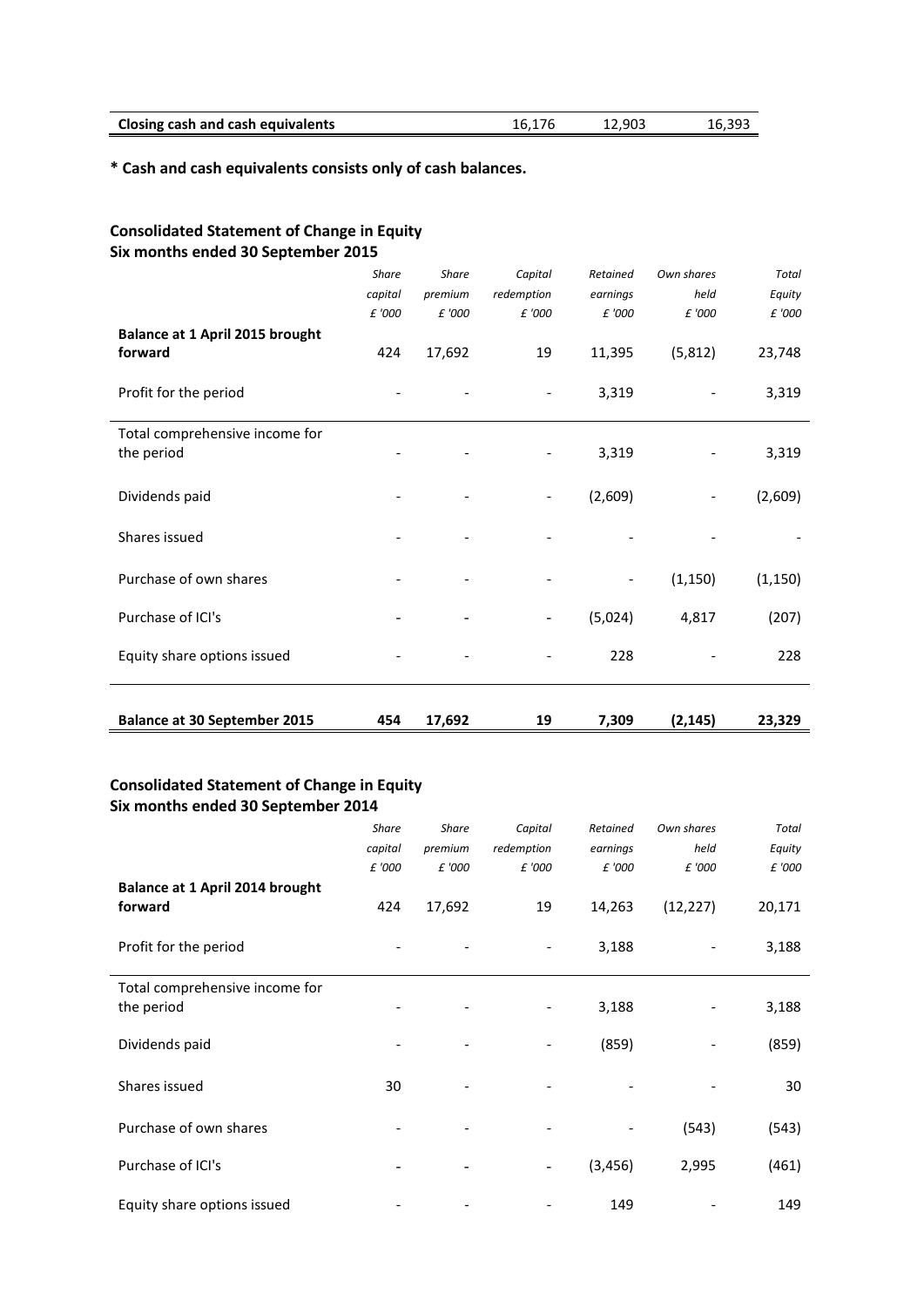| Closing cash and cash equivalents | 16,176 | 12,903 | 16,393 |
|---|---|---|---|

**\* Cash and cash equivalents consists only of cash balances.**

## Consolidated Statement of Change in Equity
**Six months ended 30 September 2015**

| | *Share capital £ '000* | *Share premium £ '000* | *Capital redemption £ '000* | *Retained earnings £ '000* | *Own shares held £ '000* | *Total Equity £ '000* |
|---|---|---|---|---|---|---|
| **Balance at 1 April 2015 brought forward** | 424 | 17,692 | 19 | 11,395 | (5,812) | 23,748 |
| Profit for the period | - | - | - | 3,319 | - | 3,319 |
| Total comprehensive income for the period | - | - | - | 3,319 | - | 3,319 |
| Dividends paid | - | - | - | (2,609) | - | (2,609) |
| Shares issued | - | - | - | - | - | - |
| Purchase of own shares | - | - | - | - | (1,150) | (1,150) |
| Purchase of ICI's | - | - | - | (5,024) | 4,817 | (207) |
| Equity share options issued | - | - | - | 228 | - | 228 |
| **Balance at 30 September 2015** | **454** | **17,692** | **19** | **7,309** | **(2,145)** | **23,329** |

## Consolidated Statement of Change in Equity
**Six months ended 30 September 2014**

| | *Share capital £ '000* | *Share premium £ '000* | *Capital redemption £ '000* | *Retained earnings £ '000* | *Own shares held £ '000* | *Total Equity £ '000* |
|---|---|---|---|---|---|---|
| **Balance at 1 April 2014 brought forward** | 424 | 17,692 | 19 | 14,263 | (12,227) | 20,171 |
| Profit for the period | - | - | - | 3,188 | - | 3,188 |
| Total comprehensive income for the period | - | - | - | 3,188 | - | 3,188 |
| Dividends paid | - | - | - | (859) | - | (859) |
| Shares issued | 30 | - | - | - | - | 30 |
| Purchase of own shares | - | - | - | - | (543) | (543) |
| Purchase of ICI's | - | - | - | (3,456) | 2,995 | (461) |
| Equity share options issued | - | - | - | 149 | - | 149 |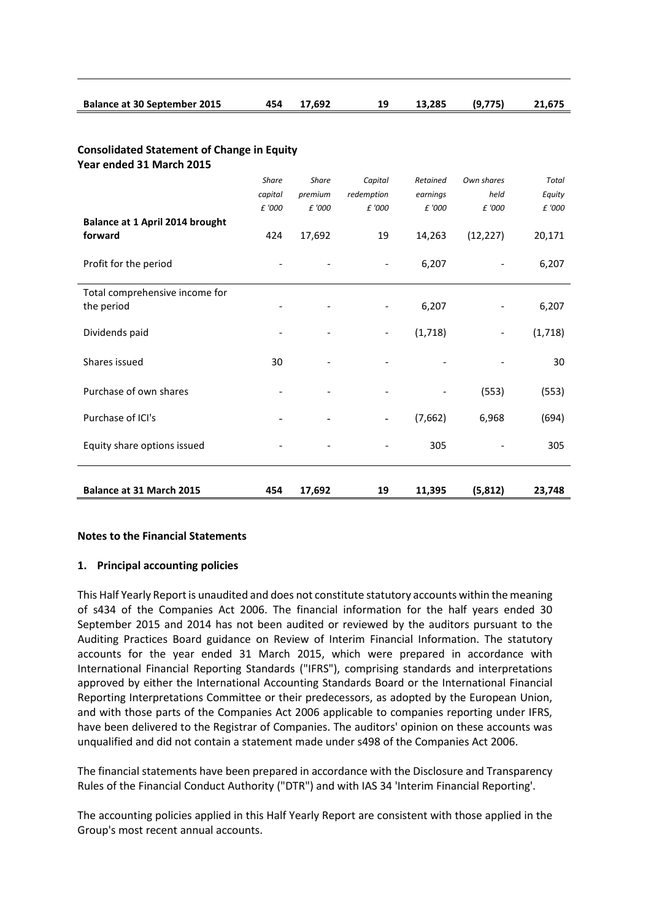| | | | | | | |
|---|---|---|---|---|---|---|
| **Balance at 30 September 2015** | **454** | **17,692** | **19** | **13,285** | **(9,775)** | **21,675** |

**Consolidated Statement of Change in Equity**
**Year ended 31 March 2015**

| | *Share capital £ '000* | *Share premium £ '000* | *Capital redemption £ '000* | *Retained earnings £ '000* | *Own shares held £ '000* | *Total Equity £ '000* |
|---|---|---|---|---|---|---|
| **Balance at 1 April 2014 brought forward** | 424 | 17,692 | 19 | 14,263 | (12,227) | 20,171 |
| Profit for the period | - | - | - | 6,207 | - | 6,207 |
| Total comprehensive income for the period | - | - | - | 6,207 | - | 6,207 |
| Dividends paid | - | - | - | (1,718) | - | (1,718) |
| Shares issued | 30 | - | - | - | - | 30 |
| Purchase of own shares | - | - | - | - | (553) | (553) |
| Purchase of ICI's | - | - | - | (7,662) | 6,968 | (694) |
| Equity share options issued | - | - | - | 305 | - | 305 |
| **Balance at 31 March 2015** | **454** | **17,692** | **19** | **11,395** | **(5,812)** | **23,748** |

**Notes to the Financial Statements**

**1. Principal accounting policies**

This Half Yearly Report is unaudited and does not constitute statutory accounts within the meaning of s434 of the Companies Act 2006. The financial information for the half years ended 30 September 2015 and 2014 has not been audited or reviewed by the auditors pursuant to the Auditing Practices Board guidance on Review of Interim Financial Information. The statutory accounts for the year ended 31 March 2015, which were prepared in accordance with International Financial Reporting Standards ("IFRS"), comprising standards and interpretations approved by either the International Accounting Standards Board or the International Financial Reporting Interpretations Committee or their predecessors, as adopted by the European Union, and with those parts of the Companies Act 2006 applicable to companies reporting under IFRS, have been delivered to the Registrar of Companies. The auditors' opinion on these accounts was unqualified and did not contain a statement made under s498 of the Companies Act 2006.

The financial statements have been prepared in accordance with the Disclosure and Transparency Rules of the Financial Conduct Authority ("DTR") and with IAS 34 'Interim Financial Reporting'.

The accounting policies applied in this Half Yearly Report are consistent with those applied in the Group's most recent annual accounts.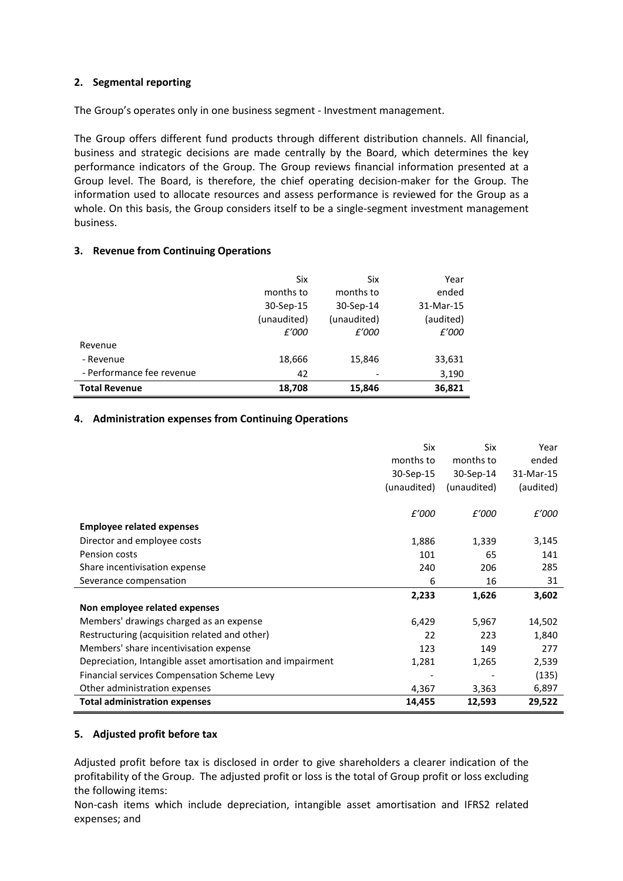## 2. Segmental reporting

The Group's operates only in one business segment - Investment management.

The Group offers different fund products through different distribution channels. All financial, business and strategic decisions are made centrally by the Board, which determines the key performance indicators of the Group. The Group reviews financial information presented at a Group level. The Board, is therefore, the chief operating decision-maker for the Group. The information used to allocate resources and assess performance is reviewed for the Group as a whole. On this basis, the Group considers itself to be a single-segment investment management business.

## 3. Revenue from Continuing Operations

| | Six months to 30-Sep-15 (unaudited) *£'000* | Six months to 30-Sep-14 (unaudited) *£'000* | Year ended 31-Mar-15 (audited) *£'000* |
|---|---|---|---|
| Revenue | | | |
| - Revenue | 18,666 | 15,846 | 33,631 |
| - Performance fee revenue | 42 | - | 3,190 |
| **Total Revenue** | **18,708** | **15,846** | **36,821** |

## 4. Administration expenses from Continuing Operations

| | Six months to 30-Sep-15 (unaudited) *£'000* | Six months to 30-Sep-14 (unaudited) *£'000* | Year ended 31-Mar-15 (audited) *£'000* |
|---|---|---|---|
| **Employee related expenses** | | | |
| Director and employee costs | 1,886 | 1,339 | 3,145 |
| Pension costs | 101 | 65 | 141 |
| Share incentivisation expense | 240 | 206 | 285 |
| Severance compensation | 6 | 16 | 31 |
| | **2,233** | **1,626** | **3,602** |
| **Non employee related expenses** | | | |
| Members' drawings charged as an expense | 6,429 | 5,967 | 14,502 |
| Restructuring (acquisition related and other) | 22 | 223 | 1,840 |
| Members' share incentivisation expense | 123 | 149 | 277 |
| Depreciation, Intangible asset amortisation and impairment | 1,281 | 1,265 | 2,539 |
| Financial services Compensation Scheme Levy | - | - | (135) |
| Other administration expenses | 4,367 | 3,363 | 6,897 |
| **Total administration expenses** | **14,455** | **12,593** | **29,522** |

## 5. Adjusted profit before tax

Adjusted profit before tax is disclosed in order to give shareholders a clearer indication of the profitability of the Group. The adjusted profit or loss is the total of Group profit or loss excluding the following items:

Non-cash items which include depreciation, intangible asset amortisation and IFRS2 related expenses; and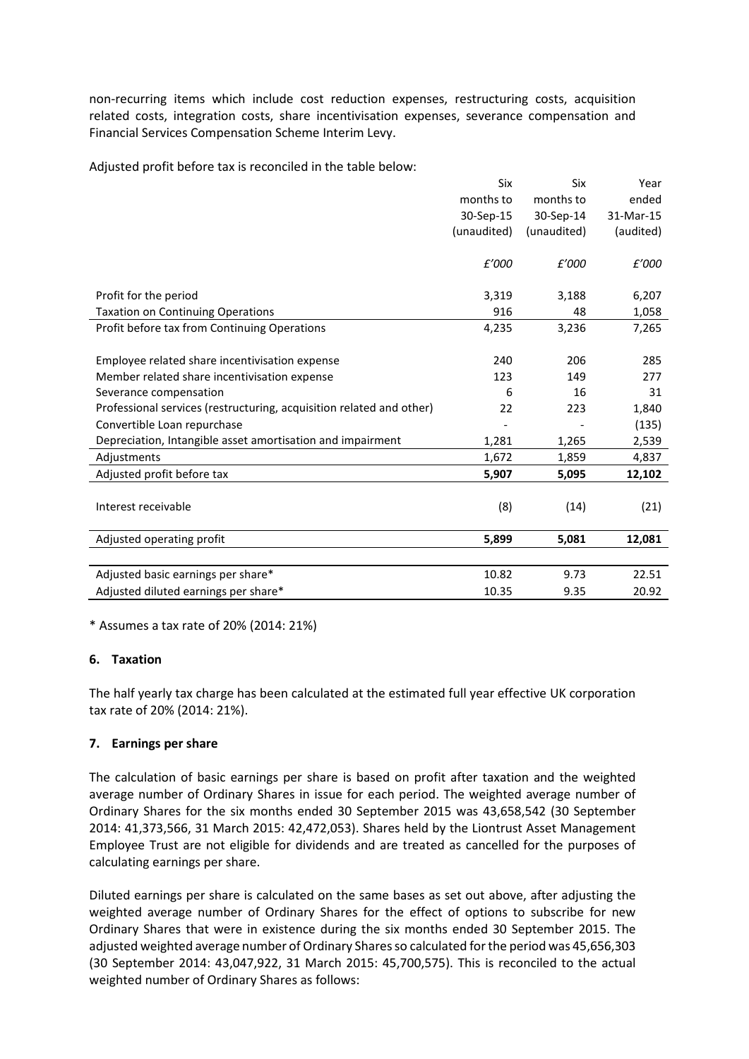non-recurring items which include cost reduction expenses, restructuring costs, acquisition related costs, integration costs, share incentivisation expenses, severance compensation and Financial Services Compensation Scheme Interim Levy.

Adjusted profit before tax is reconciled in the table below:

| | Six months to 30-Sep-15 (unaudited) | Six months to 30-Sep-14 (unaudited) | Year ended 31-Mar-15 (audited) |
|---|---|---|---|
| | *£'000* | *£'000* | *£'000* |
| Profit for the period | 3,319 | 3,188 | 6,207 |
| Taxation on Continuing Operations | 916 | 48 | 1,058 |
| Profit before tax from Continuing Operations | 4,235 | 3,236 | 7,265 |
| Employee related share incentivisation expense | 240 | 206 | 285 |
| Member related share incentivisation expense | 123 | 149 | 277 |
| Severance compensation | 6 | 16 | 31 |
| Professional services (restructuring, acquisition related and other) | 22 | 223 | 1,840 |
| Convertible Loan repurchase | - | - | (135) |
| Depreciation, Intangible asset amortisation and impairment | 1,281 | 1,265 | 2,539 |
| Adjustments | 1,672 | 1,859 | 4,837 |
| **Adjusted profit before tax** | **5,907** | **5,095** | **12,102** |
| Interest receivable | (8) | (14) | (21) |
| **Adjusted operating profit** | **5,899** | **5,081** | **12,081** |
| Adjusted basic earnings per share* | 10.82 | 9.73 | 22.51 |
| Adjusted diluted earnings per share* | 10.35 | 9.35 | 20.92 |

\* Assumes a tax rate of 20% (2014: 21%)

### 6. Taxation

The half yearly tax charge has been calculated at the estimated full year effective UK corporation tax rate of 20% (2014: 21%).

### 7. Earnings per share

The calculation of basic earnings per share is based on profit after taxation and the weighted average number of Ordinary Shares in issue for each period. The weighted average number of Ordinary Shares for the six months ended 30 September 2015 was 43,658,542 (30 September 2014: 41,373,566, 31 March 2015: 42,472,053). Shares held by the Liontrust Asset Management Employee Trust are not eligible for dividends and are treated as cancelled for the purposes of calculating earnings per share.

Diluted earnings per share is calculated on the same bases as set out above, after adjusting the weighted average number of Ordinary Shares for the effect of options to subscribe for new Ordinary Shares that were in existence during the six months ended 30 September 2015. The adjusted weighted average number of Ordinary Shares so calculated for the period was 45,656,303 (30 September 2014: 43,047,922, 31 March 2015: 45,700,575). This is reconciled to the actual weighted number of Ordinary Shares as follows: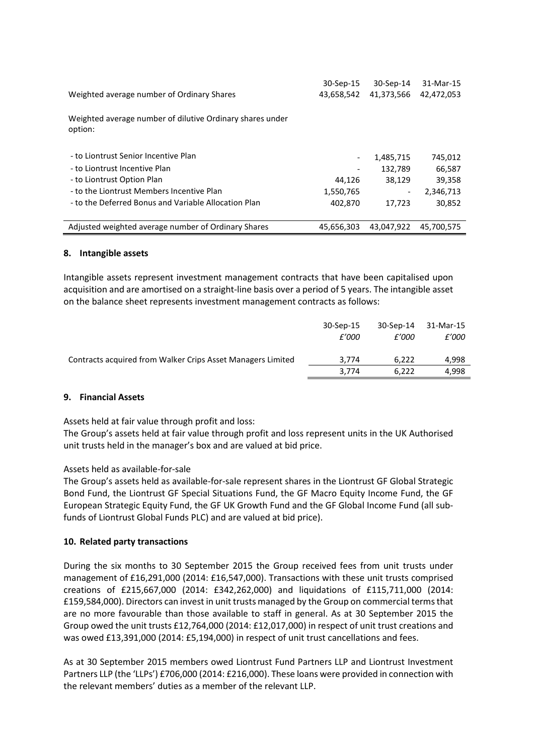| | 30-Sep-15 | 30-Sep-14 | 31-Mar-15 |
|---|---|---|---|
| Weighted average number of Ordinary Shares | 43,658,542 | 41,373,566 | 42,472,053 |
| Weighted average number of dilutive Ordinary shares under option: | | | |
| - to Liontrust Senior Incentive Plan | - | 1,485,715 | 745,012 |
| - to Liontrust Incentive Plan | - | 132,789 | 66,587 |
| - to Liontrust Option Plan | 44,126 | 38,129 | 39,358 |
| - to the Liontrust Members Incentive Plan | 1,550,765 | - | 2,346,713 |
| - to the Deferred Bonus and Variable Allocation Plan | 402,870 | 17,723 | 30,852 |
| Adjusted weighted average number of Ordinary Shares | 45,656,303 | 43,047,922 | 45,700,575 |

#### 8. Intangible assets

Intangible assets represent investment management contracts that have been capitalised upon acquisition and are amortised on a straight-line basis over a period of 5 years. The intangible asset on the balance sheet represents investment management contracts as follows:

| | 30-Sep-15 | 30-Sep-14 | 31-Mar-15 |
|---|---|---|---|
| | *£'000* | *£'000* | *£'000* |
| Contracts acquired from Walker Crips Asset Managers Limited | 3,774 | 6,222 | 4,998 |
| | 3,774 | 6,222 | 4,998 |

#### 9. Financial Assets

Assets held at fair value through profit and loss:
The Group's assets held at fair value through profit and loss represent units in the UK Authorised unit trusts held in the manager's box and are valued at bid price.

Assets held as available-for-sale
The Group's assets held as available-for-sale represent shares in the Liontrust GF Global Strategic Bond Fund, the Liontrust GF Special Situations Fund, the GF Macro Equity Income Fund, the GF European Strategic Equity Fund, the GF UK Growth Fund and the GF Global Income Fund (all sub-funds of Liontrust Global Funds PLC) and are valued at bid price).

#### 10. Related party transactions

During the six months to 30 September 2015 the Group received fees from unit trusts under management of £16,291,000 (2014: £16,547,000). Transactions with these unit trusts comprised creations of £215,667,000 (2014: £342,262,000) and liquidations of £115,711,000 (2014: £159,584,000). Directors can invest in unit trusts managed by the Group on commercial terms that are no more favourable than those available to staff in general. As at 30 September 2015 the Group owed the unit trusts £12,764,000 (2014: £12,017,000) in respect of unit trust creations and was owed £13,391,000 (2014: £5,194,000) in respect of unit trust cancellations and fees.

As at 30 September 2015 members owed Liontrust Fund Partners LLP and Liontrust Investment Partners LLP (the 'LLPs') £706,000 (2014: £216,000). These loans were provided in connection with the relevant members' duties as a member of the relevant LLP.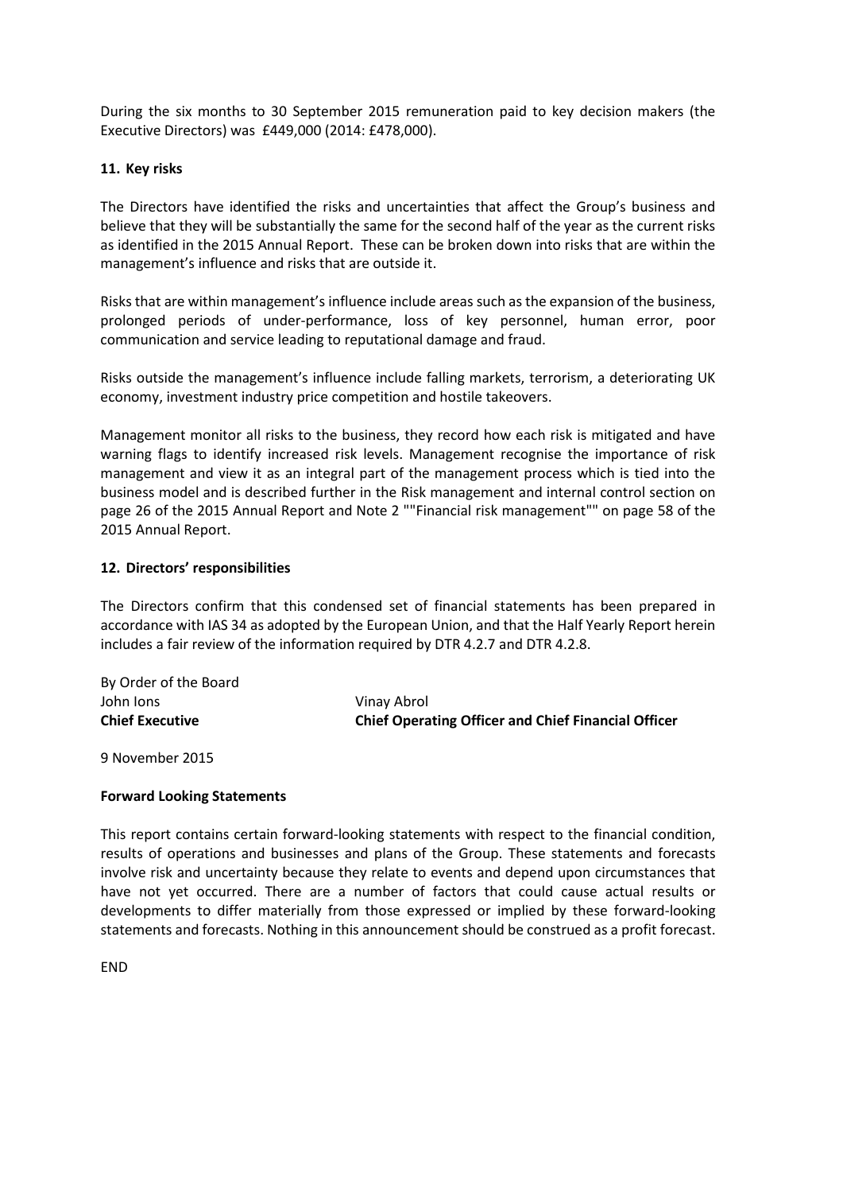During the six months to 30 September 2015 remuneration paid to key decision makers (the Executive Directors) was £449,000 (2014: £478,000).

### 11. Key risks

The Directors have identified the risks and uncertainties that affect the Group's business and believe that they will be substantially the same for the second half of the year as the current risks as identified in the 2015 Annual Report. These can be broken down into risks that are within the management's influence and risks that are outside it.

Risks that are within management's influence include areas such as the expansion of the business, prolonged periods of under-performance, loss of key personnel, human error, poor communication and service leading to reputational damage and fraud.

Risks outside the management's influence include falling markets, terrorism, a deteriorating UK economy, investment industry price competition and hostile takeovers.

Management monitor all risks to the business, they record how each risk is mitigated and have warning flags to identify increased risk levels. Management recognise the importance of risk management and view it as an integral part of the management process which is tied into the business model and is described further in the Risk management and internal control section on page 26 of the 2015 Annual Report and Note 2 ""Financial risk management"" on page 58 of the 2015 Annual Report.

### 12. Directors' responsibilities

The Directors confirm that this condensed set of financial statements has been prepared in accordance with IAS 34 as adopted by the European Union, and that the Half Yearly Report herein includes a fair review of the information required by DTR 4.2.7 and DTR 4.2.8.

By Order of the Board

John Ions
**Chief Executive**

Vinay Abrol
**Chief Operating Officer and Chief Financial Officer**

9 November 2015

**Forward Looking Statements**

This report contains certain forward-looking statements with respect to the financial condition, results of operations and businesses and plans of the Group. These statements and forecasts involve risk and uncertainty because they relate to events and depend upon circumstances that have not yet occurred. There are a number of factors that could cause actual results or developments to differ materially from those expressed or implied by these forward-looking statements and forecasts. Nothing in this announcement should be construed as a profit forecast.

END